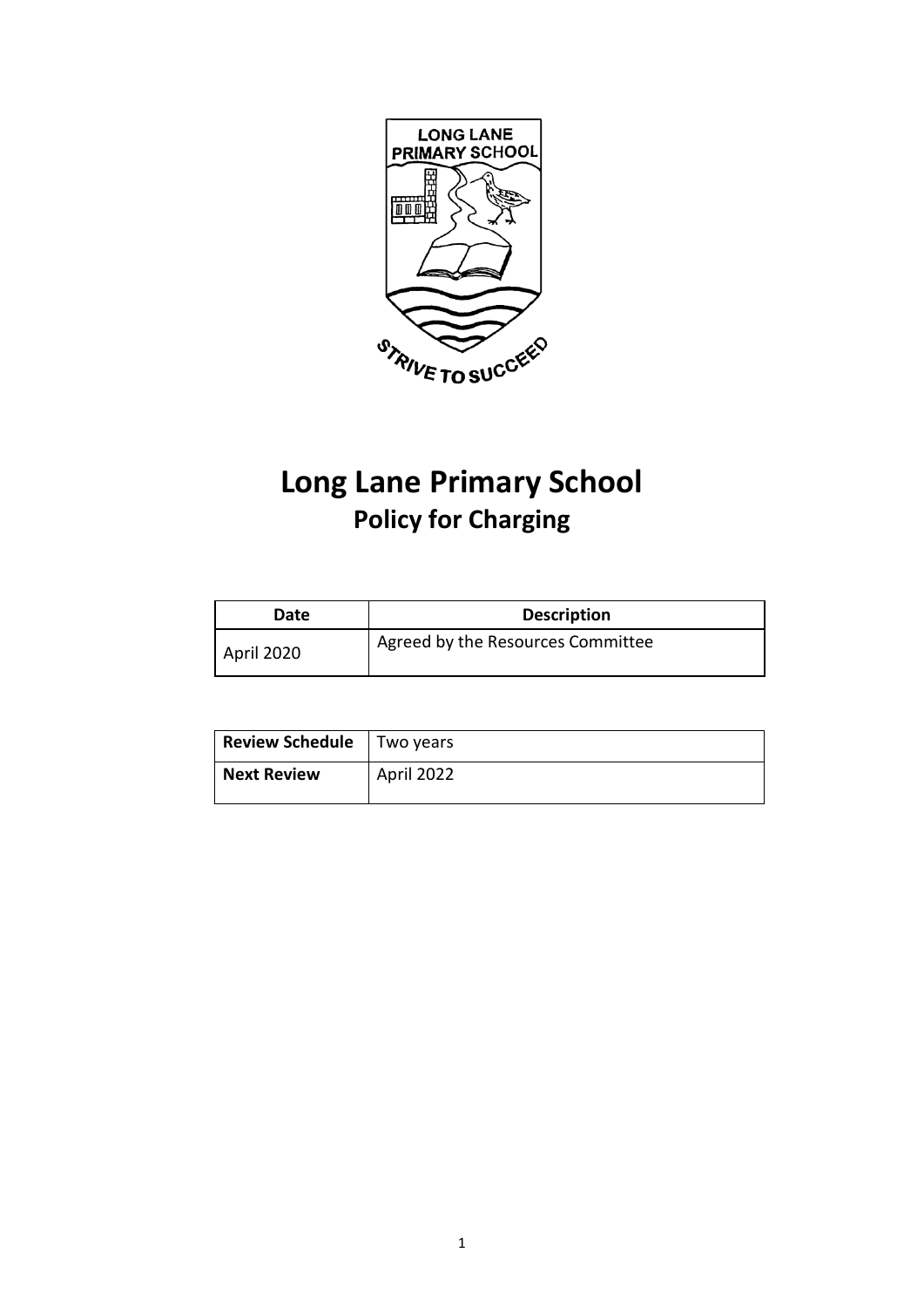# Long Lane Primary School

## Policy for Charging

| Date | Description |
|---|---|
| April 2020 | Agreed by the Resources Committee |

| Review Schedule | Two years |
|---|---|
| Next Review | April 2022 |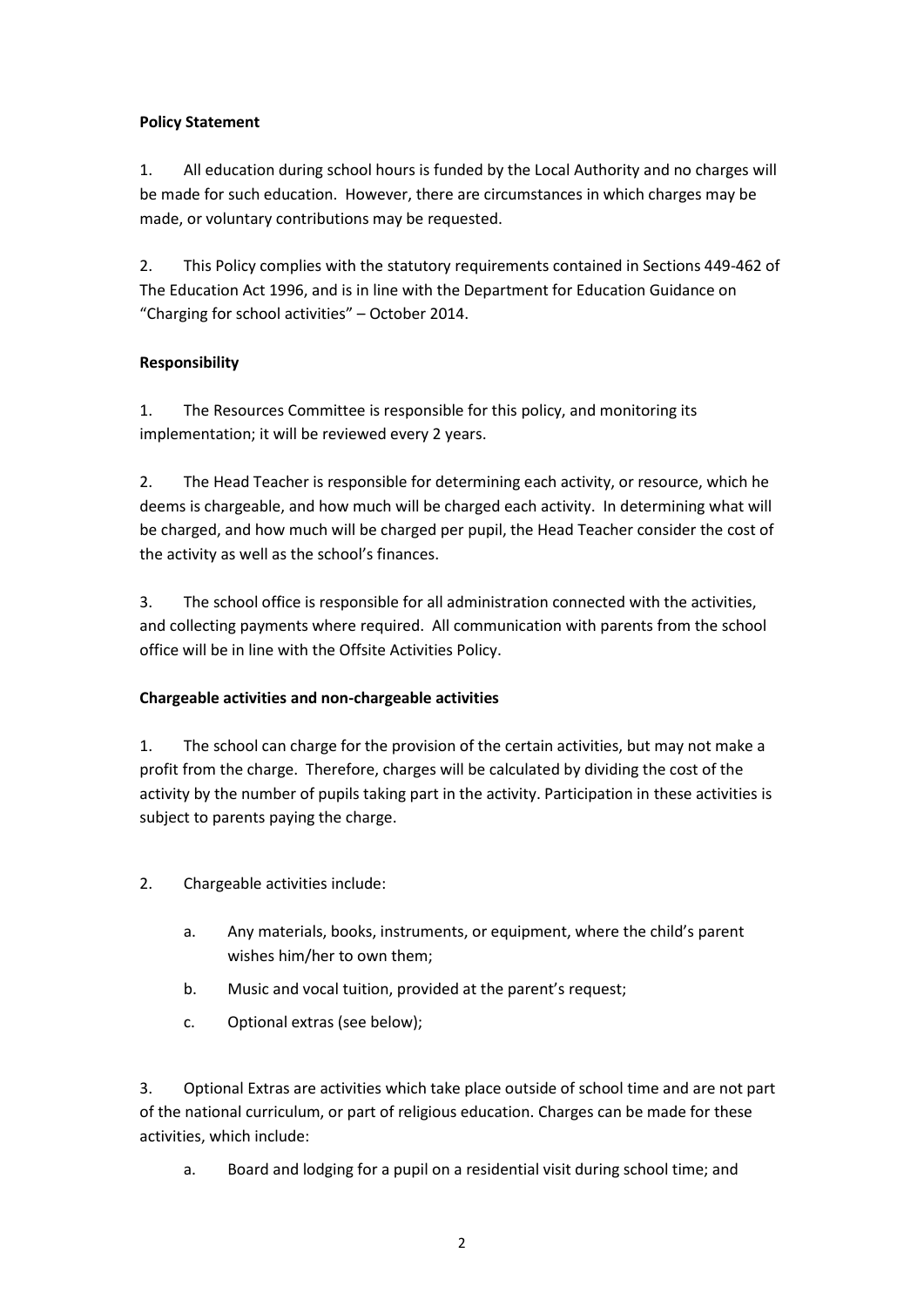**Policy Statement**

1. All education during school hours is funded by the Local Authority and no charges will be made for such education. However, there are circumstances in which charges may be made, or voluntary contributions may be requested.

2. This Policy complies with the statutory requirements contained in Sections 449-462 of The Education Act 1996, and is in line with the Department for Education Guidance on "Charging for school activities" – October 2014.

**Responsibility**

1. The Resources Committee is responsible for this policy, and monitoring its implementation; it will be reviewed every 2 years.

2. The Head Teacher is responsible for determining each activity, or resource, which he deems is chargeable, and how much will be charged each activity. In determining what will be charged, and how much will be charged per pupil, the Head Teacher consider the cost of the activity as well as the school's finances.

3. The school office is responsible for all administration connected with the activities, and collecting payments where required. All communication with parents from the school office will be in line with the Offsite Activities Policy.

**Chargeable activities and non-chargeable activities**

1. The school can charge for the provision of the certain activities, but may not make a profit from the charge. Therefore, charges will be calculated by dividing the cost of the activity by the number of pupils taking part in the activity. Participation in these activities is subject to parents paying the charge.

2. Chargeable activities include:

    a. Any materials, books, instruments, or equipment, where the child's parent wishes him/her to own them;

    b. Music and vocal tuition, provided at the parent's request;

    c. Optional extras (see below);

3. Optional Extras are activities which take place outside of school time and are not part of the national curriculum, or part of religious education. Charges can be made for these activities, which include:

    a. Board and lodging for a pupil on a residential visit during school time; and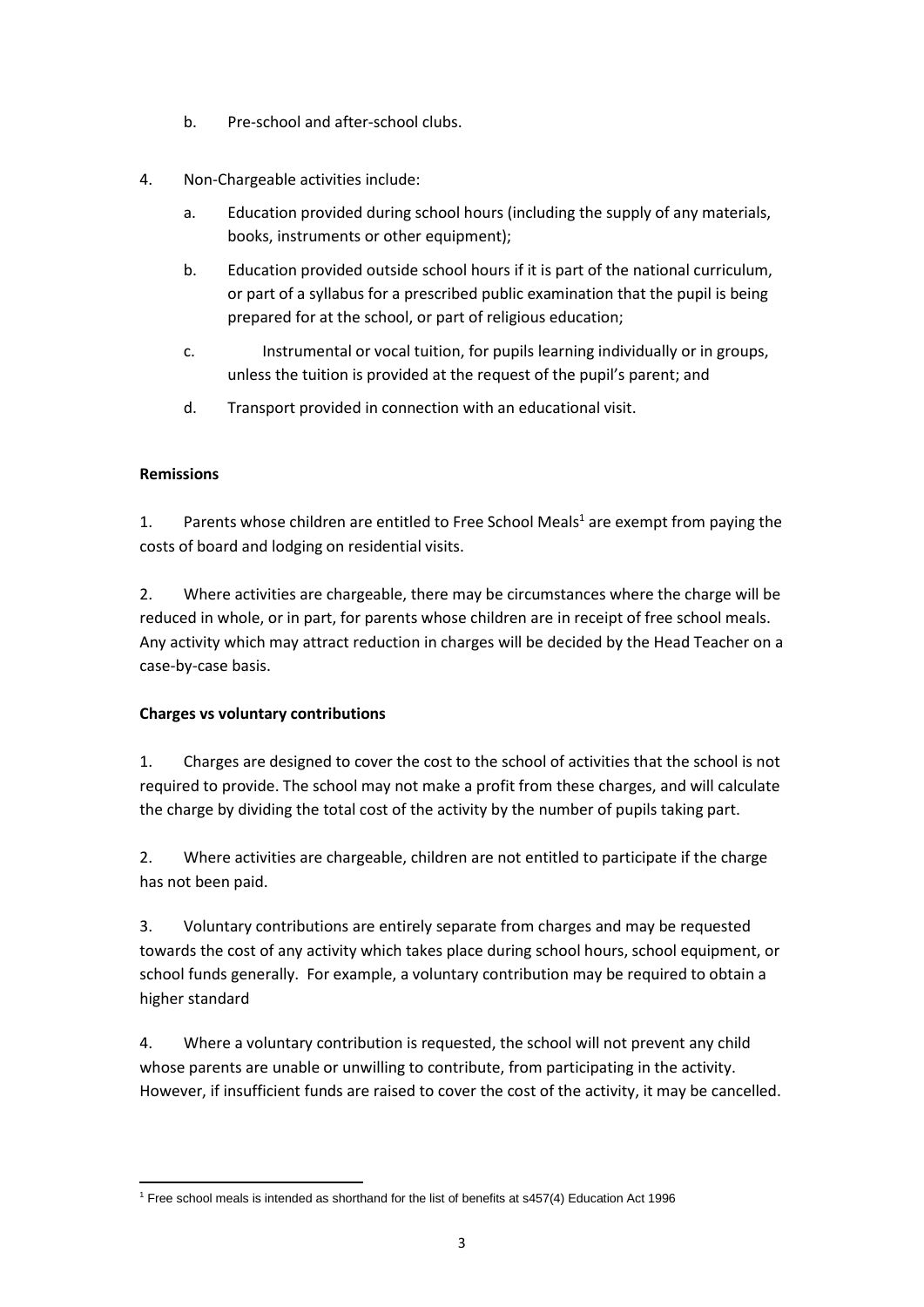b. Pre-school and after-school clubs.

4. Non-Chargeable activities include:

   a. Education provided during school hours (including the supply of any materials, books, instruments or other equipment);

   b. Education provided outside school hours if it is part of the national curriculum, or part of a syllabus for a prescribed public examination that the pupil is being prepared for at the school, or part of religious education;

   c. Instrumental or vocal tuition, for pupils learning individually or in groups, unless the tuition is provided at the request of the pupil's parent; and

   d. Transport provided in connection with an educational visit.

**Remissions**

1. Parents whose children are entitled to Free School Meals[1] are exempt from paying the costs of board and lodging on residential visits.

2. Where activities are chargeable, there may be circumstances where the charge will be reduced in whole, or in part, for parents whose children are in receipt of free school meals. Any activity which may attract reduction in charges will be decided by the Head Teacher on a case-by-case basis.

**Charges vs voluntary contributions**

1. Charges are designed to cover the cost to the school of activities that the school is not required to provide. The school may not make a profit from these charges, and will calculate the charge by dividing the total cost of the activity by the number of pupils taking part.

2. Where activities are chargeable, children are not entitled to participate if the charge has not been paid.

3. Voluntary contributions are entirely separate from charges and may be requested towards the cost of any activity which takes place during school hours, school equipment, or school funds generally. For example, a voluntary contribution may be required to obtain a higher standard

4. Where a voluntary contribution is requested, the school will not prevent any child whose parents are unable or unwilling to contribute, from participating in the activity. However, if insufficient funds are raised to cover the cost of the activity, it may be cancelled.

[1] Free school meals is intended as shorthand for the list of benefits at s457(4) Education Act 1996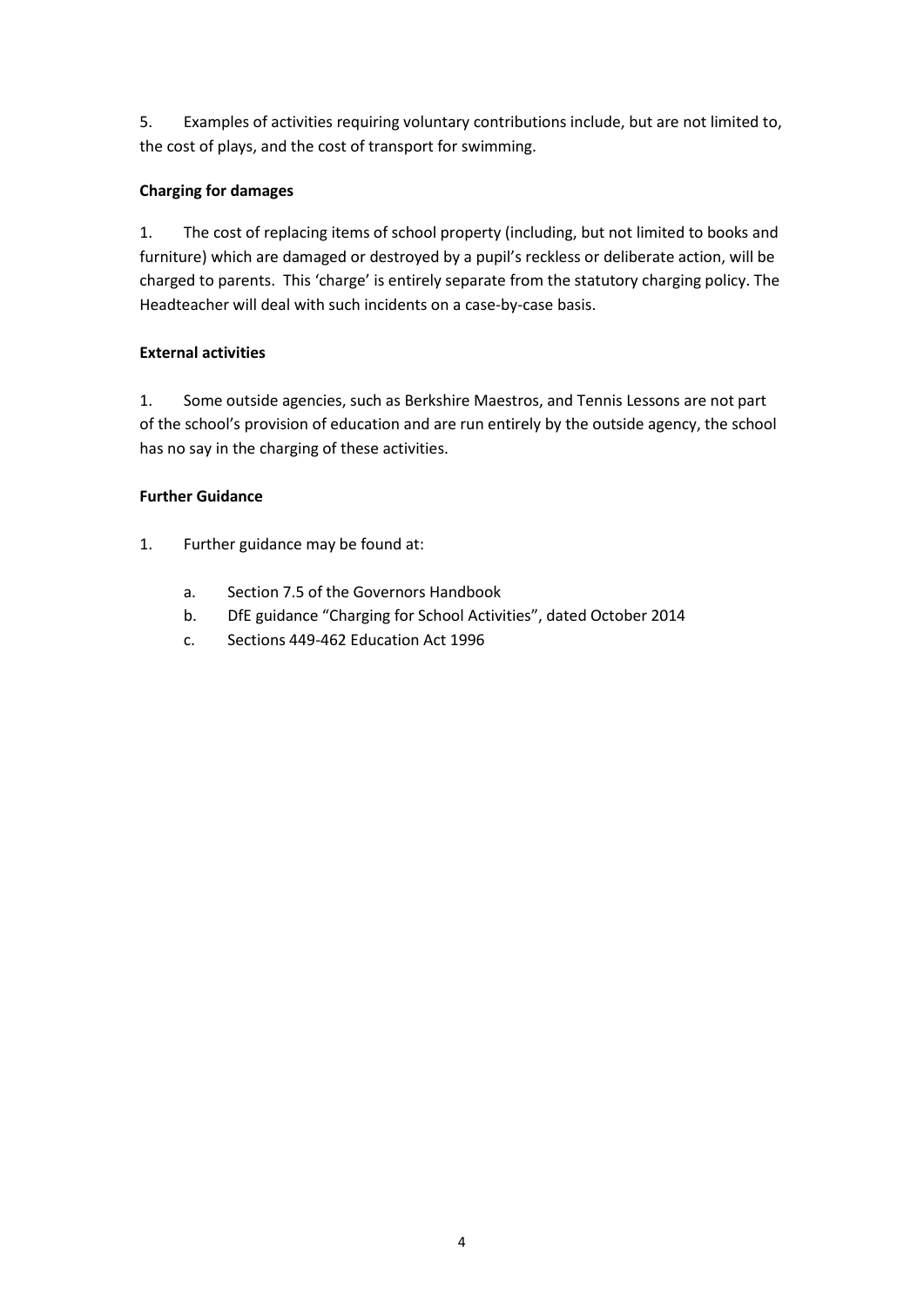5. Examples of activities requiring voluntary contributions include, but are not limited to, the cost of plays, and the cost of transport for swimming.

**Charging for damages**

1. The cost of replacing items of school property (including, but not limited to books and furniture) which are damaged or destroyed by a pupil's reckless or deliberate action, will be charged to parents. This 'charge' is entirely separate from the statutory charging policy. The Headteacher will deal with such incidents on a case-by-case basis.

**External activities**

1. Some outside agencies, such as Berkshire Maestros, and Tennis Lessons are not part of the school's provision of education and are run entirely by the outside agency, the school has no say in the charging of these activities.

**Further Guidance**

1. Further guidance may be found at:

   a. Section 7.5 of the Governors Handbook
   
   b. DfE guidance "Charging for School Activities", dated October 2014
   
   c. Sections 449-462 Education Act 1996